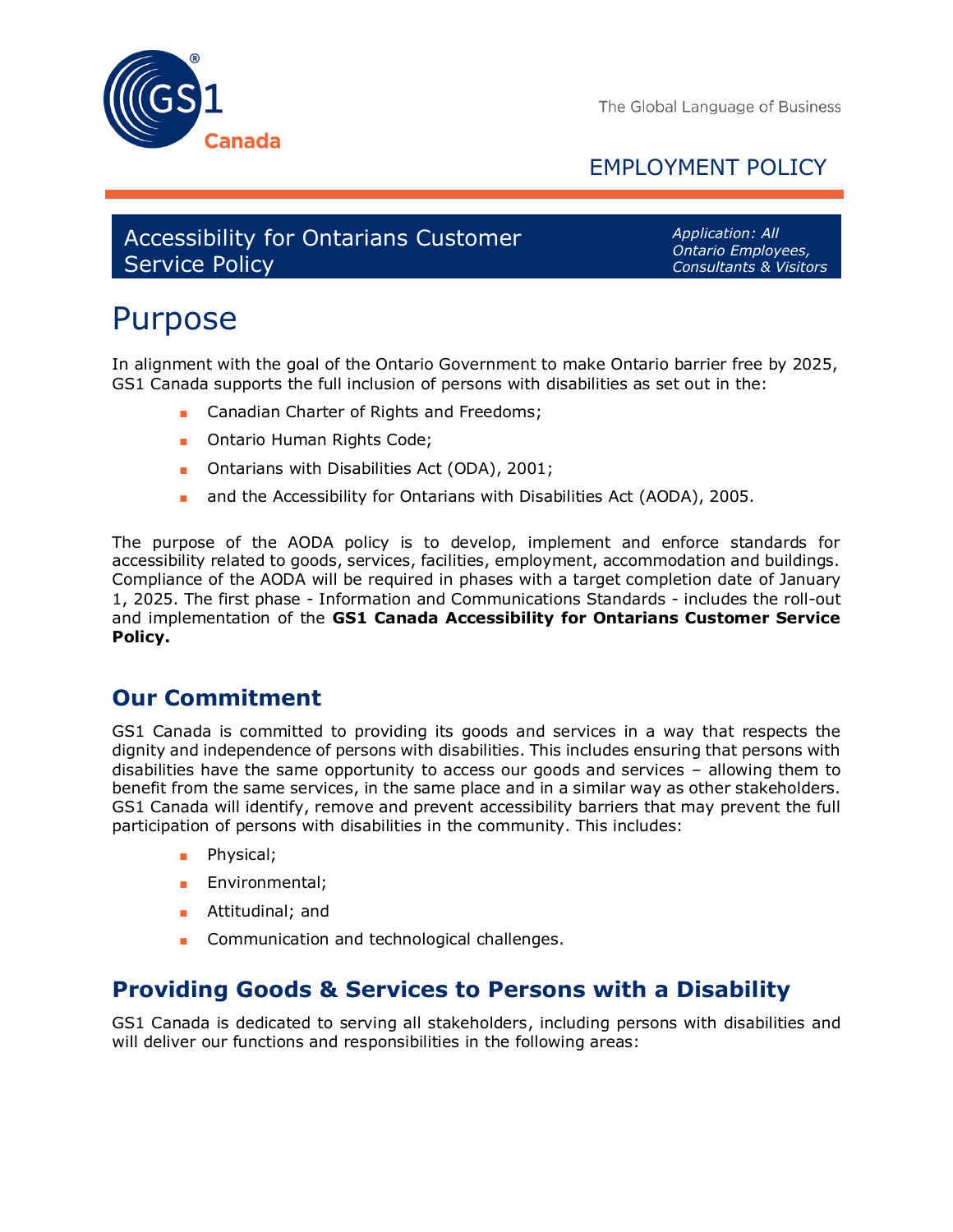# EMPLOYMENT POLICY

## Accessibility for Ontarians Customer Service Policy

*Application: All Ontario Employees, Consultants & Visitors*

# Purpose

In alignment with the goal of the Ontario Government to make Ontario barrier free by 2025, GS1 Canada supports the full inclusion of persons with disabilities as set out in the:

- Canadian Charter of Rights and Freedoms;
- Ontario Human Rights Code;
- Ontarians with Disabilities Act (ODA), 2001;
- and the Accessibility for Ontarians with Disabilities Act (AODA), 2005.

The purpose of the AODA policy is to develop, implement and enforce standards for accessibility related to goods, services, facilities, employment, accommodation and buildings. Compliance of the AODA will be required in phases with a target completion date of January 1, 2025. The first phase - Information and Communications Standards - includes the roll-out and implementation of the **GS1 Canada Accessibility for Ontarians Customer Service Policy.**

## Our Commitment

GS1 Canada is committed to providing its goods and services in a way that respects the dignity and independence of persons with disabilities. This includes ensuring that persons with disabilities have the same opportunity to access our goods and services – allowing them to benefit from the same services, in the same place and in a similar way as other stakeholders. GS1 Canada will identify, remove and prevent accessibility barriers that may prevent the full participation of persons with disabilities in the community. This includes:

- Physical;
- Environmental;
- Attitudinal; and
- Communication and technological challenges.

## Providing Goods & Services to Persons with a Disability

GS1 Canada is dedicated to serving all stakeholders, including persons with disabilities and will deliver our functions and responsibilities in the following areas: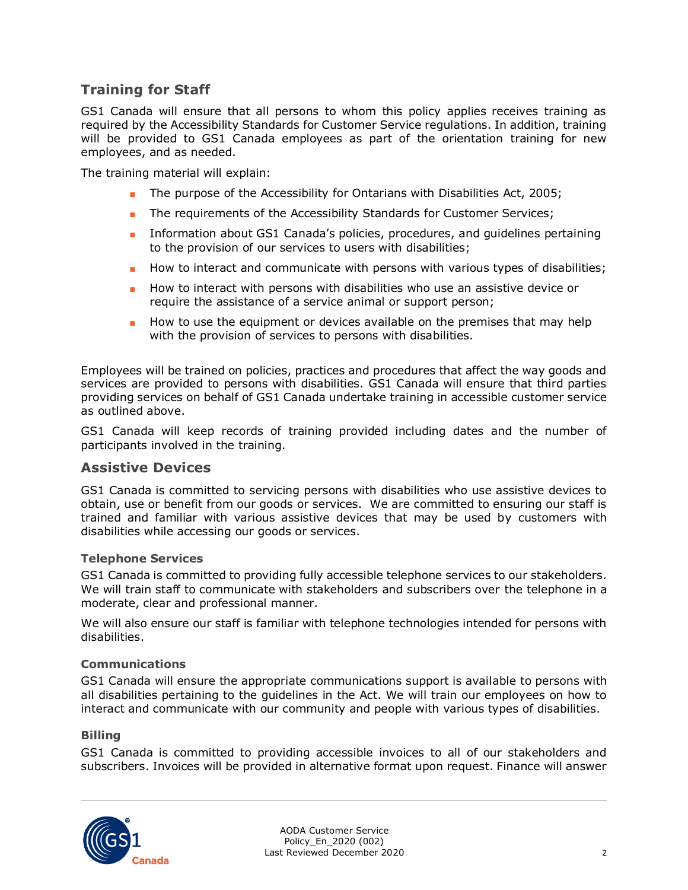## Training for Staff

GS1 Canada will ensure that all persons to whom this policy applies receives training as required by the Accessibility Standards for Customer Service regulations. In addition, training will be provided to GS1 Canada employees as part of the orientation training for new employees, and as needed.

The training material will explain:

- The purpose of the Accessibility for Ontarians with Disabilities Act, 2005;
- The requirements of the Accessibility Standards for Customer Services;
- Information about GS1 Canada's policies, procedures, and guidelines pertaining to the provision of our services to users with disabilities;
- How to interact and communicate with persons with various types of disabilities;
- How to interact with persons with disabilities who use an assistive device or require the assistance of a service animal or support person;
- How to use the equipment or devices available on the premises that may help with the provision of services to persons with disabilities.

Employees will be trained on policies, practices and procedures that affect the way goods and services are provided to persons with disabilities. GS1 Canada will ensure that third parties providing services on behalf of GS1 Canada undertake training in accessible customer service as outlined above.

GS1 Canada will keep records of training provided including dates and the number of participants involved in the training.

## Assistive Devices

GS1 Canada is committed to servicing persons with disabilities who use assistive devices to obtain, use or benefit from our goods or services. We are committed to ensuring our staff is trained and familiar with various assistive devices that may be used by customers with disabilities while accessing our goods or services.

### Telephone Services

GS1 Canada is committed to providing fully accessible telephone services to our stakeholders. We will train staff to communicate with stakeholders and subscribers over the telephone in a moderate, clear and professional manner.

We will also ensure our staff is familiar with telephone technologies intended for persons with disabilities.

### Communications

GS1 Canada will ensure the appropriate communications support is available to persons with all disabilities pertaining to the guidelines in the Act. We will train our employees on how to interact and communicate with our community and people with various types of disabilities.

### Billing

GS1 Canada is committed to providing accessible invoices to all of our stakeholders and subscribers. Invoices will be provided in alternative format upon request. Finance will answer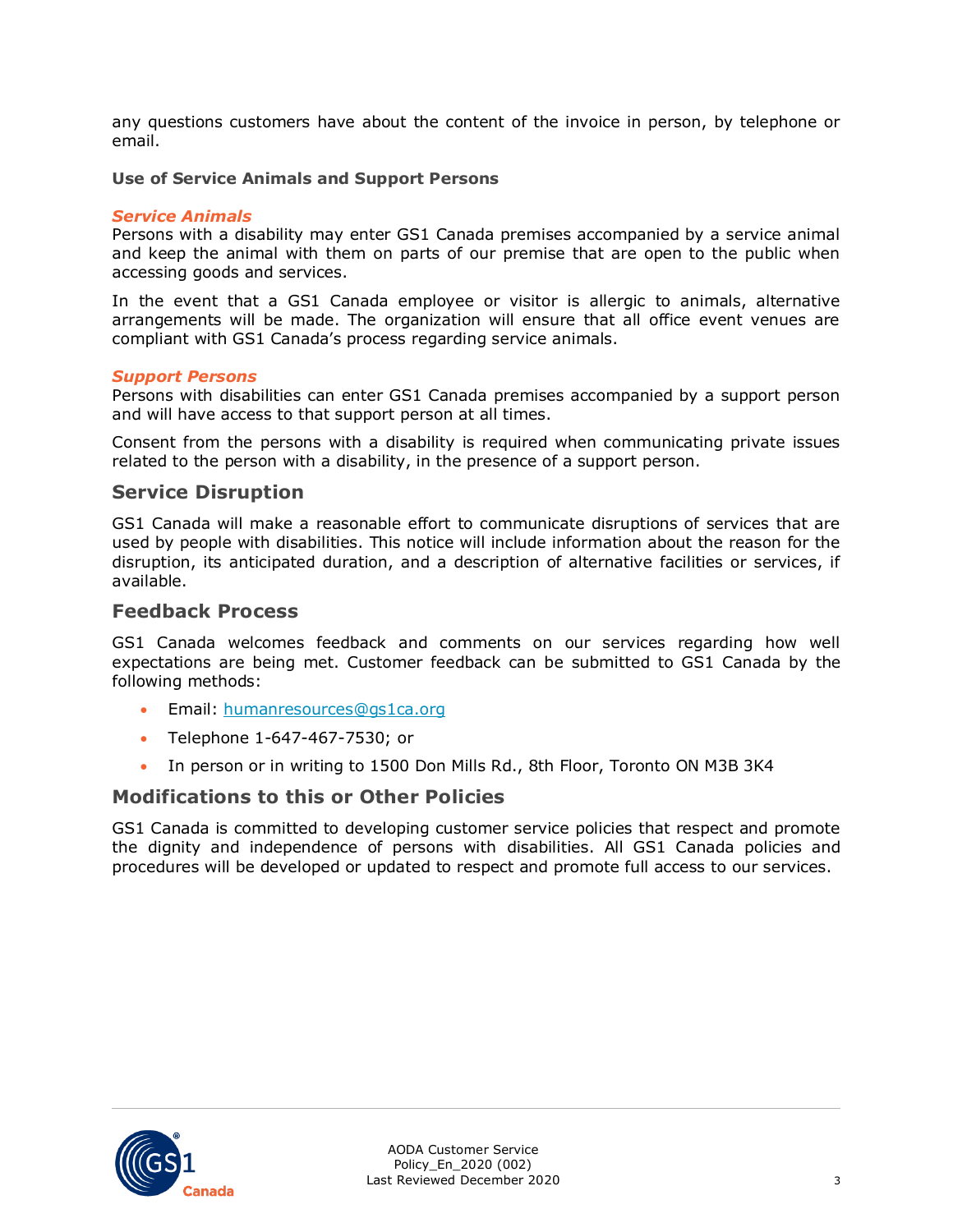any questions customers have about the content of the invoice in person, by telephone or email.

**Use of Service Animals and Support Persons**

***Service Animals***

Persons with a disability may enter GS1 Canada premises accompanied by a service animal and keep the animal with them on parts of our premise that are open to the public when accessing goods and services.

In the event that a GS1 Canada employee or visitor is allergic to animals, alternative arrangements will be made. The organization will ensure that all office event venues are compliant with GS1 Canada's process regarding service animals.

***Support Persons***

Persons with disabilities can enter GS1 Canada premises accompanied by a support person and will have access to that support person at all times.

Consent from the persons with a disability is required when communicating private issues related to the person with a disability, in the presence of a support person.

## Service Disruption

GS1 Canada will make a reasonable effort to communicate disruptions of services that are used by people with disabilities. This notice will include information about the reason for the disruption, its anticipated duration, and a description of alternative facilities or services, if available.

## Feedback Process

GS1 Canada welcomes feedback and comments on our services regarding how well expectations are being met. Customer feedback can be submitted to GS1 Canada by the following methods:

- Email: humanresources@gs1ca.org
- Telephone 1-647-467-7530; or
- In person or in writing to 1500 Don Mills Rd., 8th Floor, Toronto ON M3B 3K4

## Modifications to this or Other Policies

GS1 Canada is committed to developing customer service policies that respect and promote the dignity and independence of persons with disabilities. All GS1 Canada policies and procedures will be developed or updated to respect and promote full access to our services.